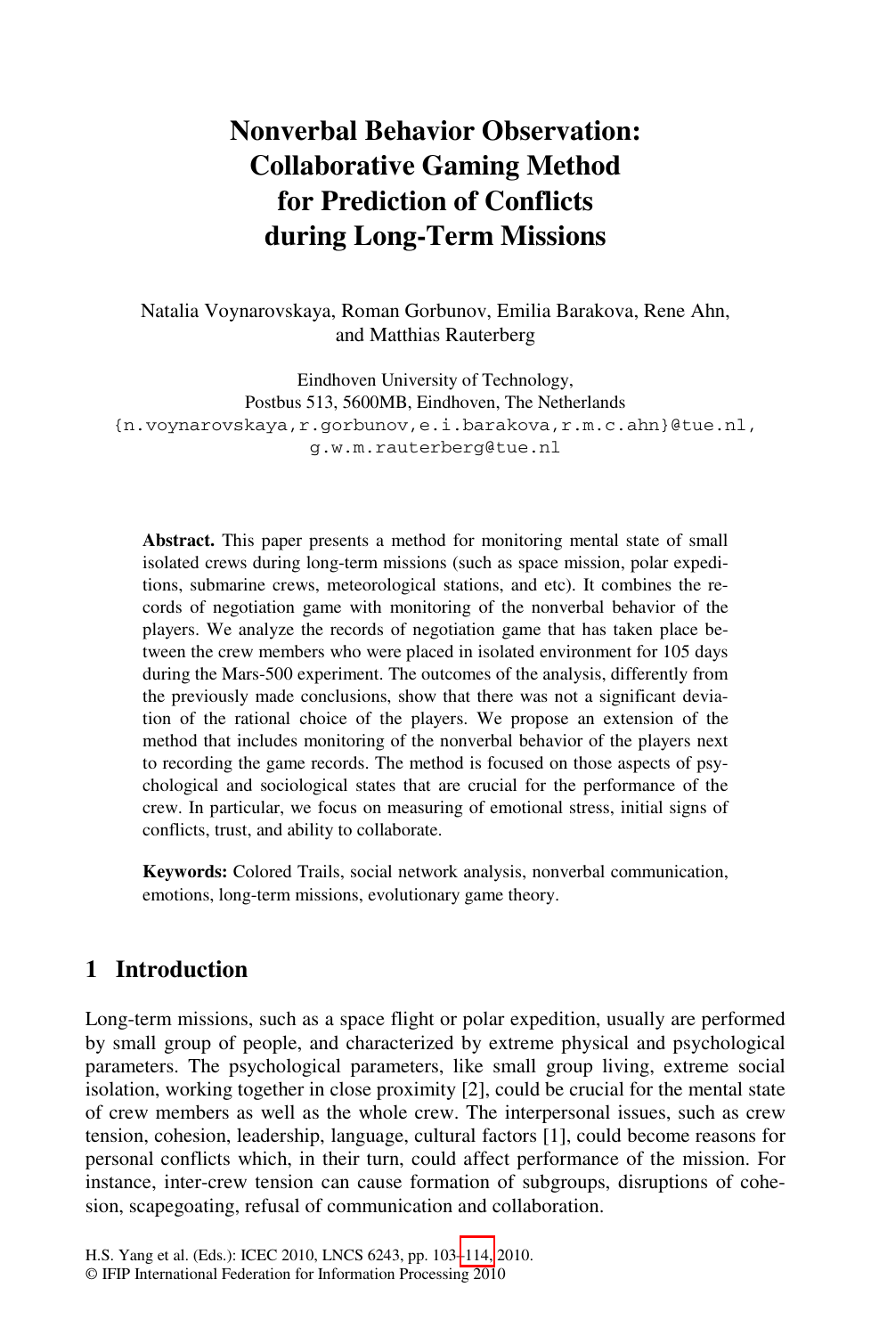# Nonverbal Behavior Observation: Collaborative Gaming Method for Prediction of Conflicts during Long-Term Missions

Natalia Voynarovskaya, Roman Gorbunov, Emilia Barakova, Rene Ahn, and Matthias Rauterberg

Eindhoven University of Technology,
Postbus 513, 5600MB, Eindhoven, The Netherlands
{n.voynarovskaya,r.gorbunov,e.i.barakova,r.m.c.ahn}@tue.nl,
g.w.m.rauterberg@tue.nl

**Abstract.** This paper presents a method for monitoring mental state of small isolated crews during long-term missions (such as space mission, polar expeditions, submarine crews, meteorological stations, and etc). It combines the records of negotiation game with monitoring of the nonverbal behavior of the players. We analyze the records of negotiation game that has taken place between the crew members who were placed in isolated environment for 105 days during the Mars-500 experiment. The outcomes of the analysis, differently from the previously made conclusions, show that there was not a significant deviation of the rational choice of the players. We propose an extension of the method that includes monitoring of the nonverbal behavior of the players next to recording the game records. The method is focused on those aspects of psychological and sociological states that are crucial for the performance of the crew. In particular, we focus on measuring of emotional stress, initial signs of conflicts, trust, and ability to collaborate.

**Keywords:** Colored Trails, social network analysis, nonverbal communication, emotions, long-term missions, evolutionary game theory.

## 1 Introduction

Long-term missions, such as a space flight or polar expedition, usually are performed by small group of people, and characterized by extreme physical and psychological parameters. The psychological parameters, like small group living, extreme social isolation, working together in close proximity [2], could be crucial for the mental state of crew members as well as the whole crew. The interpersonal issues, such as crew tension, cohesion, leadership, language, cultural factors [1], could become reasons for personal conflicts which, in their turn, could affect performance of the mission. For instance, inter-crew tension can cause formation of subgroups, disruptions of cohesion, scapegoating, refusal of communication and collaboration.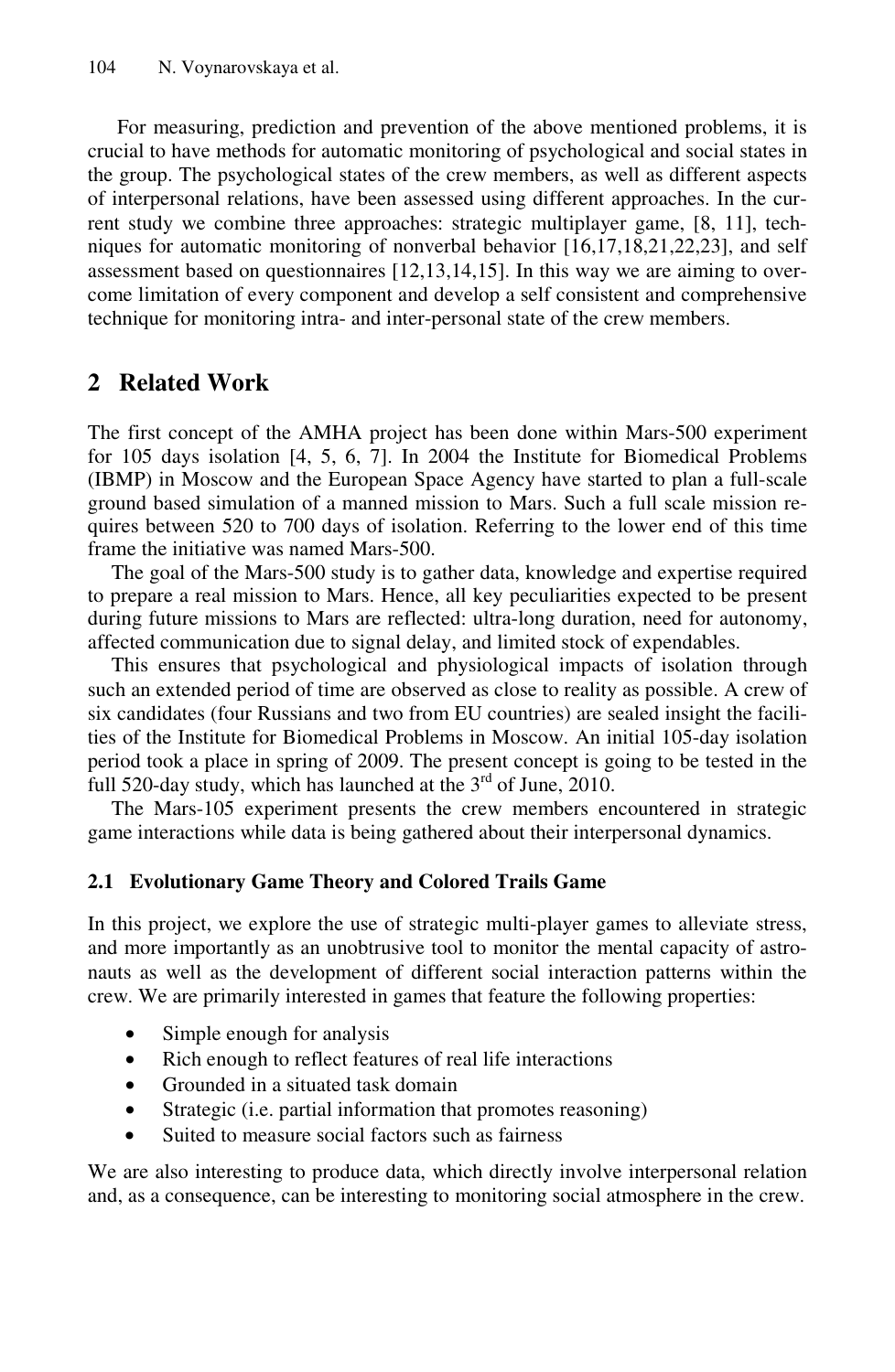For measuring, prediction and prevention of the above mentioned problems, it is crucial to have methods for automatic monitoring of psychological and social states in the group. The psychological states of the crew members, as well as different aspects of interpersonal relations, have been assessed using different approaches. In the current study we combine three approaches: strategic multiplayer game, [8, 11], techniques for automatic monitoring of nonverbal behavior [16,17,18,21,22,23], and self assessment based on questionnaires [12,13,14,15]. In this way we are aiming to overcome limitation of every component and develop a self consistent and comprehensive technique for monitoring intra- and inter-personal state of the crew members.

## 2 Related Work

The first concept of the AMHA project has been done within Mars-500 experiment for 105 days isolation [4, 5, 6, 7]. In 2004 the Institute for Biomedical Problems (IBMP) in Moscow and the European Space Agency have started to plan a full-scale ground based simulation of a manned mission to Mars. Such a full scale mission requires between 520 to 700 days of isolation. Referring to the lower end of this time frame the initiative was named Mars-500.

The goal of the Mars-500 study is to gather data, knowledge and expertise required to prepare a real mission to Mars. Hence, all key peculiarities expected to be present during future missions to Mars are reflected: ultra-long duration, need for autonomy, affected communication due to signal delay, and limited stock of expendables.

This ensures that psychological and physiological impacts of isolation through such an extended period of time are observed as close to reality as possible. A crew of six candidates (four Russians and two from EU countries) are sealed insight the facilities of the Institute for Biomedical Problems in Moscow. An initial 105-day isolation period took a place in spring of 2009. The present concept is going to be tested in the full 520-day study, which has launched at the 3rd of June, 2010.

The Mars-105 experiment presents the crew members encountered in strategic game interactions while data is being gathered about their interpersonal dynamics.

### 2.1 Evolutionary Game Theory and Colored Trails Game

In this project, we explore the use of strategic multi-player games to alleviate stress, and more importantly as an unobtrusive tool to monitor the mental capacity of astronauts as well as the development of different social interaction patterns within the crew. We are primarily interested in games that feature the following properties:

- Simple enough for analysis
- Rich enough to reflect features of real life interactions
- Grounded in a situated task domain
- Strategic (i.e. partial information that promotes reasoning)
- Suited to measure social factors such as fairness

We are also interesting to produce data, which directly involve interpersonal relation and, as a consequence, can be interesting to monitoring social atmosphere in the crew.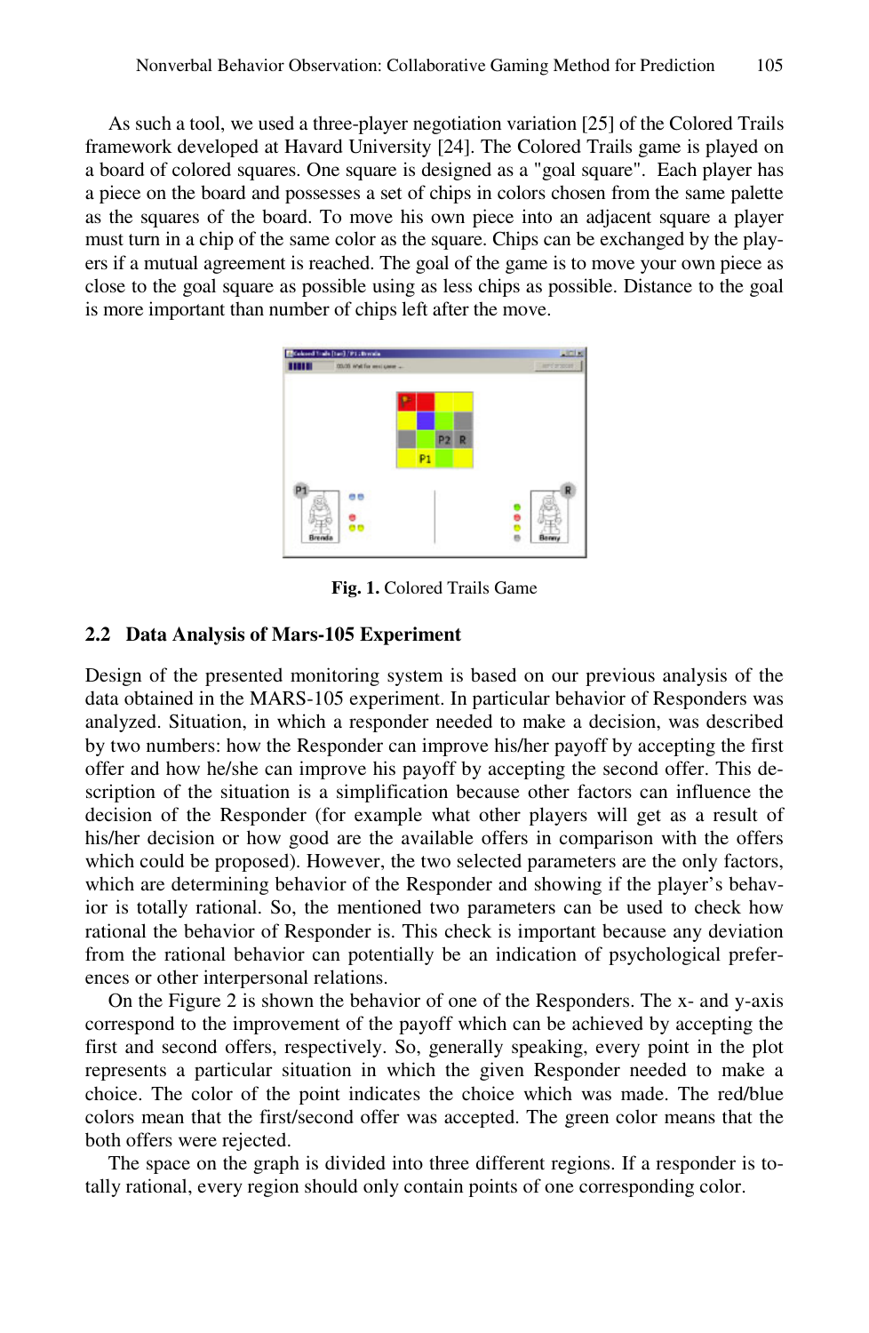As such a tool, we used a three-player negotiation variation [25] of the Colored Trails framework developed at Havard University [24]. The Colored Trails game is played on a board of colored squares. One square is designed as a "goal square". Each player has a piece on the board and possesses a set of chips in colors chosen from the same palette as the squares of the board. To move his own piece into an adjacent square a player must turn in a chip of the same color as the square. Chips can be exchanged by the players if a mutual agreement is reached. The goal of the game is to move your own piece as close to the goal square as possible using as less chips as possible. Distance to the goal is more important than number of chips left after the move.

P2 R

P1

P1

Brenda

R

Benny

**Fig. 1.** Colored Trails Game

## 2.2 Data Analysis of Mars-105 Experiment

Design of the presented monitoring system is based on our previous analysis of the data obtained in the MARS-105 experiment. In particular behavior of Responders was analyzed. Situation, in which a responder needed to make a decision, was described by two numbers: how the Responder can improve his/her payoff by accepting the first offer and how he/she can improve his payoff by accepting the second offer. This description of the situation is a simplification because other factors can influence the decision of the Responder (for example what other players will get as a result of his/her decision or how good are the available offers in comparison with the offers which could be proposed). However, the two selected parameters are the only factors, which are determining behavior of the Responder and showing if the player's behavior is totally rational. So, the mentioned two parameters can be used to check how rational the behavior of Responder is. This check is important because any deviation from the rational behavior can potentially be an indication of psychological preferences or other interpersonal relations.

On the Figure 2 is shown the behavior of one of the Responders. The x- and y-axis correspond to the improvement of the payoff which can be achieved by accepting the first and second offers, respectively. So, generally speaking, every point in the plot represents a particular situation in which the given Responder needed to make a choice. The color of the point indicates the choice which was made. The red/blue colors mean that the first/second offer was accepted. The green color means that the both offers were rejected.

The space on the graph is divided into three different regions. If a responder is totally rational, every region should only contain points of one corresponding color.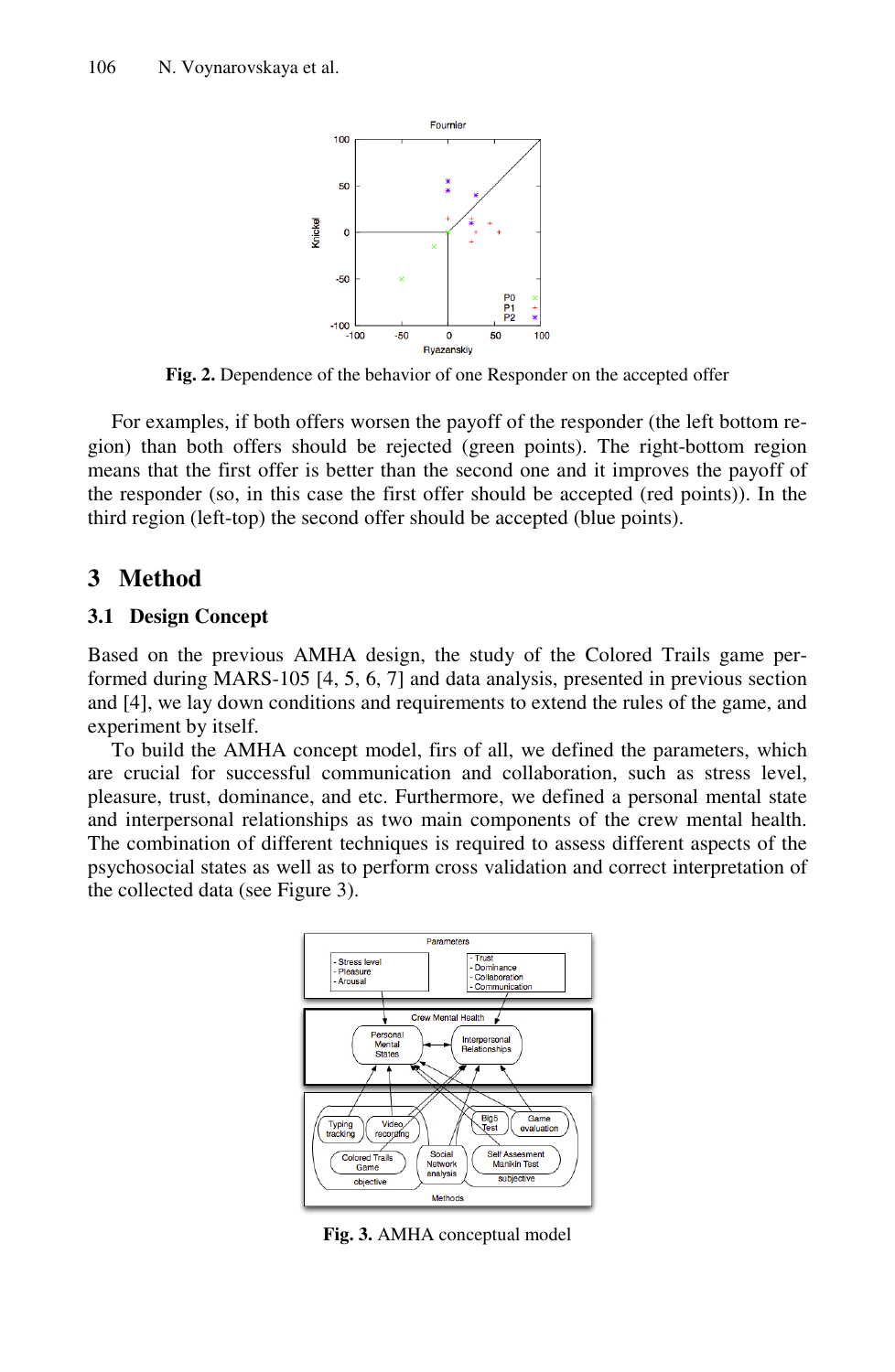**Fig. 2.** Dependence of the behavior of one Responder on the accepted offer

For examples, if both offers worsen the payoff of the responder (the left bottom region) than both offers should be rejected (green points). The right-bottom region means that the first offer is better than the second one and it improves the payoff of the responder (so, in this case the first offer should be accepted (red points)). In the third region (left-top) the second offer should be accepted (blue points).

## 3 Method

### 3.1 Design Concept

Based on the previous AMHA design, the study of the Colored Trails game performed during MARS-105 [4, 5, 6, 7] and data analysis, presented in previous section and [4], we lay down conditions and requirements to extend the rules of the game, and experiment by itself.

To build the AMHA concept model, firs of all, we defined the parameters, which are crucial for successful communication and collaboration, such as stress level, pleasure, trust, dominance, and etc. Furthermore, we defined a personal mental state and interpersonal relationships as two main components of the crew mental health. The combination of different techniques is required to assess different aspects of the psychosocial states as well as to perform cross validation and correct interpretation of the collected data (see Figure 3).

**Fig. 3.** AMHA conceptual model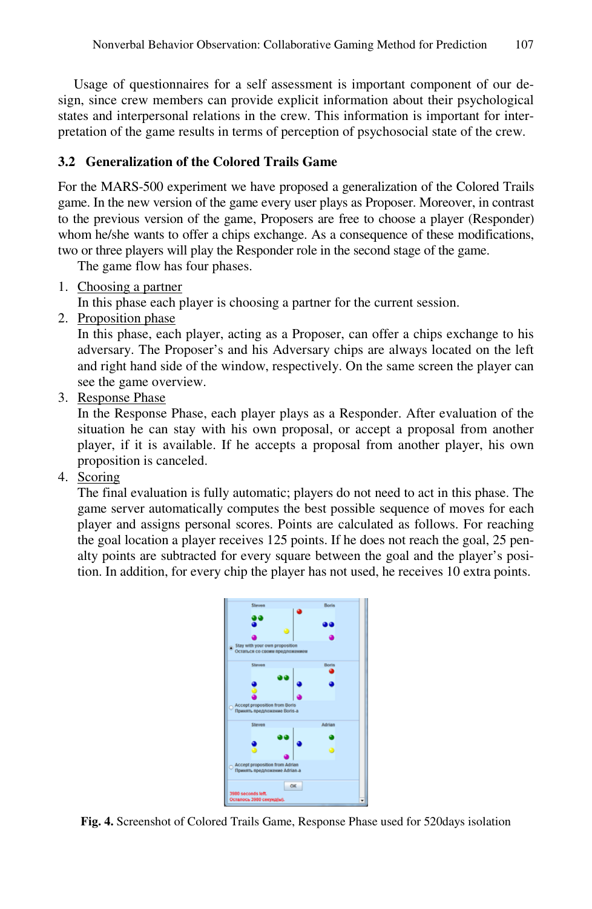Usage of questionnaires for a self assessment is important component of our design, since crew members can provide explicit information about their psychological states and interpersonal relations in the crew. This information is important for interpretation of the game results in terms of perception of psychosocial state of the crew.

### 3.2 Generalization of the Colored Trails Game

For the MARS-500 experiment we have proposed a generalization of the Colored Trails game. In the new version of the game every user plays as Proposer. Moreover, in contrast to the previous version of the game, Proposers are free to choose a player (Responder) whom he/she wants to offer a chips exchange. As a consequence of these modifications, two or three players will play the Responder role in the second stage of the game.

The game flow has four phases.

1. Choosing a partner
   In this phase each player is choosing a partner for the current session.
2. Proposition phase
   In this phase, each player, acting as a Proposer, can offer a chips exchange to his adversary. The Proposer's and his Adversary chips are always located on the left and right hand side of the window, respectively. On the same screen the player can see the game overview.
3. Response Phase
   In the Response Phase, each player plays as a Responder. After evaluation of the situation he can stay with his own proposal, or accept a proposal from another player, if it is available. If he accepts a proposal from another player, his own proposition is canceled.
4. Scoring
   The final evaluation is fully automatic; players do not need to act in this phase. The game server automatically computes the best possible sequence of moves for each player and assigns personal scores. Points are calculated as follows. For reaching the goal location a player receives 125 points. If he does not reach the goal, 25 penalty points are subtracted for every square between the goal and the player's position. In addition, for every chip the player has not used, he receives 10 extra points.

**Fig. 4.** Screenshot of Colored Trails Game, Response Phase used for 520days isolation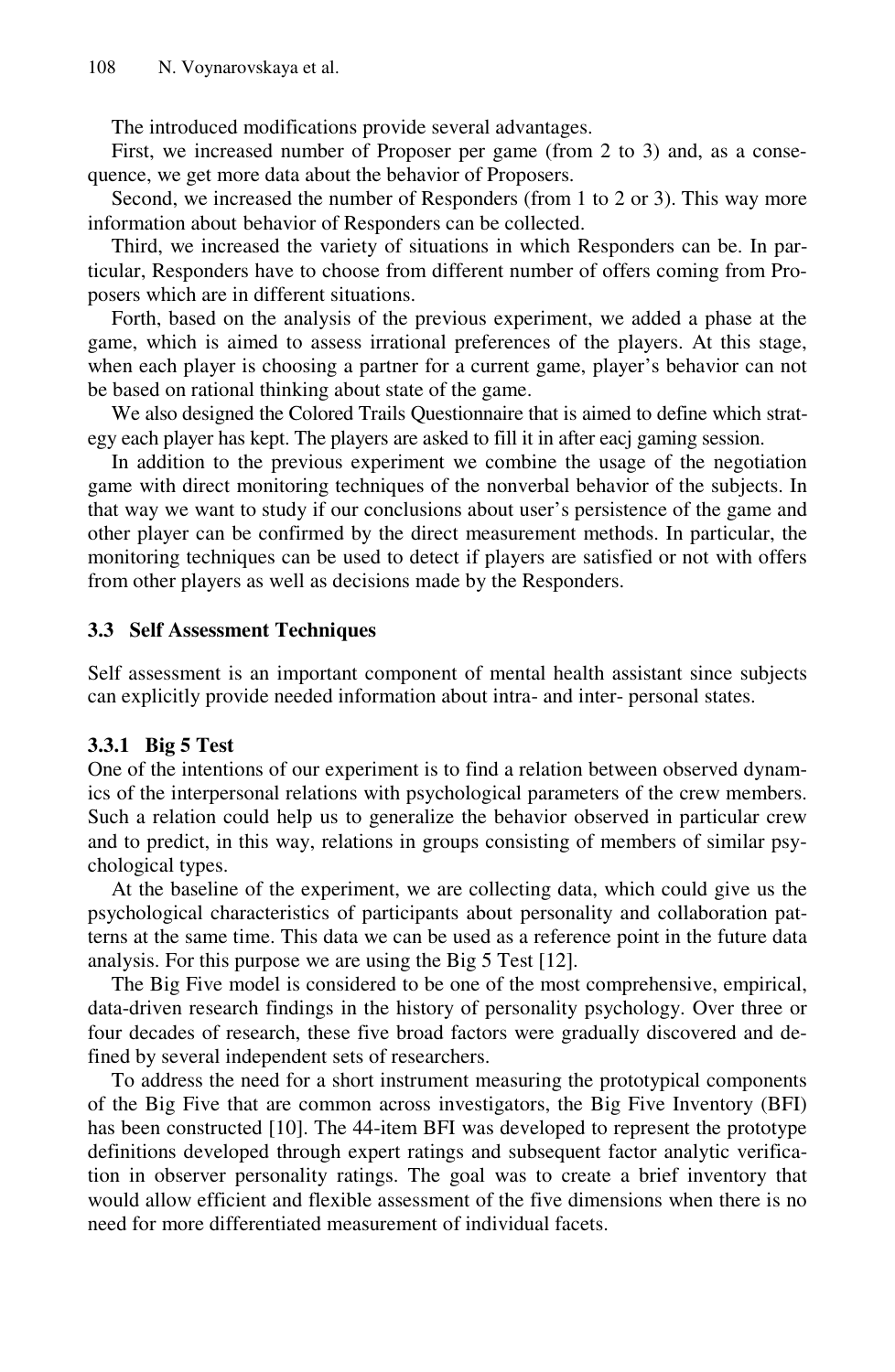The introduced modifications provide several advantages.

First, we increased number of Proposer per game (from 2 to 3) and, as a consequence, we get more data about the behavior of Proposers.

Second, we increased the number of Responders (from 1 to 2 or 3). This way more information about behavior of Responders can be collected.

Third, we increased the variety of situations in which Responders can be. In particular, Responders have to choose from different number of offers coming from Proposers which are in different situations.

Forth, based on the analysis of the previous experiment, we added a phase at the game, which is aimed to assess irrational preferences of the players. At this stage, when each player is choosing a partner for a current game, player's behavior can not be based on rational thinking about state of the game.

We also designed the Colored Trails Questionnaire that is aimed to define which strategy each player has kept. The players are asked to fill it in after eacj gaming session.

In addition to the previous experiment we combine the usage of the negotiation game with direct monitoring techniques of the nonverbal behavior of the subjects. In that way we want to study if our conclusions about user's persistence of the game and other player can be confirmed by the direct measurement methods. In particular, the monitoring techniques can be used to detect if players are satisfied or not with offers from other players as well as decisions made by the Responders.

### 3.3 Self Assessment Techniques

Self assessment is an important component of mental health assistant since subjects can explicitly provide needed information about intra- and inter- personal states.

#### 3.3.1 Big 5 Test

One of the intentions of our experiment is to find a relation between observed dynamics of the interpersonal relations with psychological parameters of the crew members. Such a relation could help us to generalize the behavior observed in particular crew and to predict, in this way, relations in groups consisting of members of similar psychological types.

At the baseline of the experiment, we are collecting data, which could give us the psychological characteristics of participants about personality and collaboration patterns at the same time. This data we can be used as a reference point in the future data analysis. For this purpose we are using the Big 5 Test [12].

The Big Five model is considered to be one of the most comprehensive, empirical, data-driven research findings in the history of personality psychology. Over three or four decades of research, these five broad factors were gradually discovered and defined by several independent sets of researchers.

To address the need for a short instrument measuring the prototypical components of the Big Five that are common across investigators, the Big Five Inventory (BFI) has been constructed [10]. The 44-item BFI was developed to represent the prototype definitions developed through expert ratings and subsequent factor analytic verification in observer personality ratings. The goal was to create a brief inventory that would allow efficient and flexible assessment of the five dimensions when there is no need for more differentiated measurement of individual facets.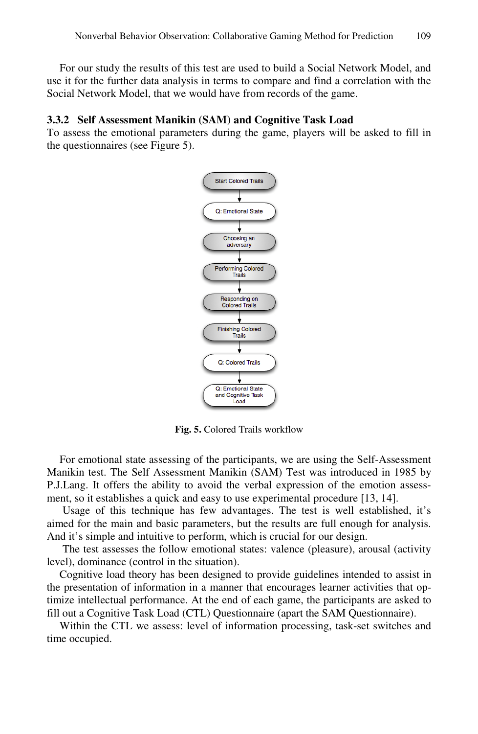For our study the results of this test are used to build a Social Network Model, and use it for the further data analysis in terms to compare and find a correlation with the Social Network Model, that we would have from records of the game.

### 3.3.2 Self Assessment Manikin (SAM) and Cognitive Task Load

To assess the emotional parameters during the game, players will be asked to fill in the questionnaires (see Figure 5).

Start Colored Trails → Q: Emotional State → Choosing an adversary → Performing Colored Trails → Responding on Colored Trails → Finishing Colored Trails → Q: Colored Trails → Q: Emotional State and Cognitive Task Load

**Fig. 5.** Colored Trails workflow

For emotional state assessing of the participants, we are using the Self-Assessment Manikin test. The Self Assessment Manikin (SAM) Test was introduced in 1985 by P.J.Lang. It offers the ability to avoid the verbal expression of the emotion assessment, so it establishes a quick and easy to use experimental procedure [13, 14].

Usage of this technique has few advantages. The test is well established, it's aimed for the main and basic parameters, but the results are full enough for analysis. And it's simple and intuitive to perform, which is crucial for our design.

The test assesses the follow emotional states: valence (pleasure), arousal (activity level), dominance (control in the situation).

Cognitive load theory has been designed to provide guidelines intended to assist in the presentation of information in a manner that encourages learner activities that optimize intellectual performance. At the end of each game, the participants are asked to fill out a Cognitive Task Load (CTL) Questionnaire (apart the SAM Questionnaire).

Within the CTL we assess: level of information processing, task-set switches and time occupied.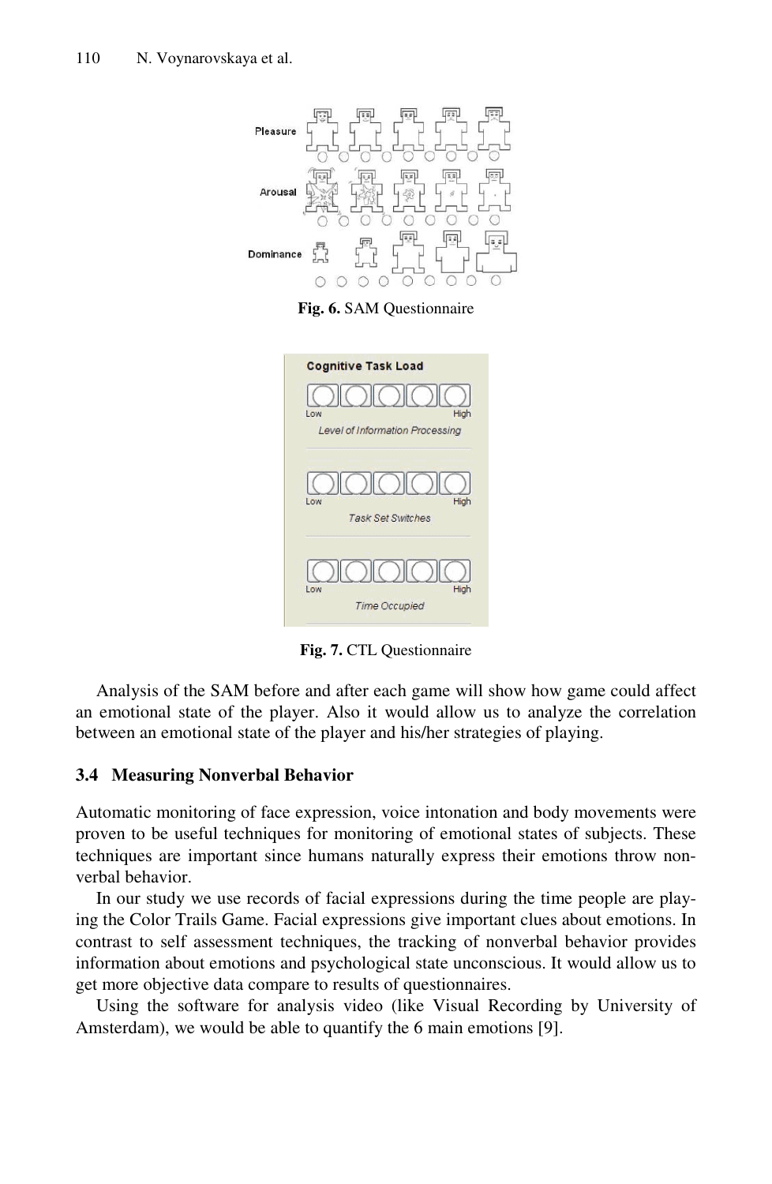**Fig. 6.** SAM Questionnaire

**Fig. 7.** CTL Questionnaire

Analysis of the SAM before and after each game will show how game could affect an emotional state of the player. Also it would allow us to analyze the correlation between an emotional state of the player and his/her strategies of playing.

### 3.4 Measuring Nonverbal Behavior

Automatic monitoring of face expression, voice intonation and body movements were proven to be useful techniques for monitoring of emotional states of subjects. These techniques are important since humans naturally express their emotions throw non-verbal behavior.

In our study we use records of facial expressions during the time people are playing the Color Trails Game. Facial expressions give important clues about emotions. In contrast to self assessment techniques, the tracking of nonverbal behavior provides information about emotions and psychological state unconscious. It would allow us to get more objective data compare to results of questionnaires.

Using the software for analysis video (like Visual Recording by University of Amsterdam), we would be able to quantify the 6 main emotions [9].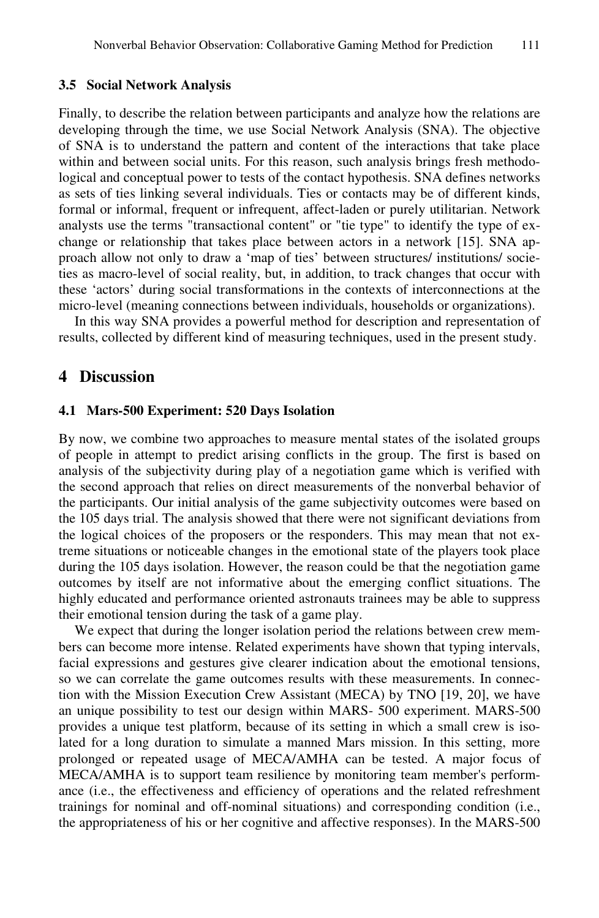### 3.5 Social Network Analysis

Finally, to describe the relation between participants and analyze how the relations are developing through the time, we use Social Network Analysis (SNA). The objective of SNA is to understand the pattern and content of the interactions that take place within and between social units. For this reason, such analysis brings fresh methodological and conceptual power to tests of the contact hypothesis. SNA defines networks as sets of ties linking several individuals. Ties or contacts may be of different kinds, formal or informal, frequent or infrequent, affect-laden or purely utilitarian. Network analysts use the terms "transactional content" or "tie type" to identify the type of exchange or relationship that takes place between actors in a network [15]. SNA approach allow not only to draw a 'map of ties' between structures/ institutions/ societies as macro-level of social reality, but, in addition, to track changes that occur with these 'actors' during social transformations in the contexts of interconnections at the micro-level (meaning connections between individuals, households or organizations).

In this way SNA provides a powerful method for description and representation of results, collected by different kind of measuring techniques, used in the present study.

## 4 Discussion

### 4.1 Mars-500 Experiment: 520 Days Isolation

By now, we combine two approaches to measure mental states of the isolated groups of people in attempt to predict arising conflicts in the group. The first is based on analysis of the subjectivity during play of a negotiation game which is verified with the second approach that relies on direct measurements of the nonverbal behavior of the participants. Our initial analysis of the game subjectivity outcomes were based on the 105 days trial. The analysis showed that there were not significant deviations from the logical choices of the proposers or the responders. This may mean that not extreme situations or noticeable changes in the emotional state of the players took place during the 105 days isolation. However, the reason could be that the negotiation game outcomes by itself are not informative about the emerging conflict situations. The highly educated and performance oriented astronauts trainees may be able to suppress their emotional tension during the task of a game play.

We expect that during the longer isolation period the relations between crew members can become more intense. Related experiments have shown that typing intervals, facial expressions and gestures give clearer indication about the emotional tensions, so we can correlate the game outcomes results with these measurements. In connection with the Mission Execution Crew Assistant (MECA) by TNO [19, 20], we have an unique possibility to test our design within MARS- 500 experiment. MARS-500 provides a unique test platform, because of its setting in which a small crew is isolated for a long duration to simulate a manned Mars mission. In this setting, more prolonged or repeated usage of MECA/AMHA can be tested. A major focus of MECA/AMHA is to support team resilience by monitoring team member's performance (i.e., the effectiveness and efficiency of operations and the related refreshment trainings for nominal and off-nominal situations) and corresponding condition (i.e., the appropriateness of his or her cognitive and affective responses). In the MARS-500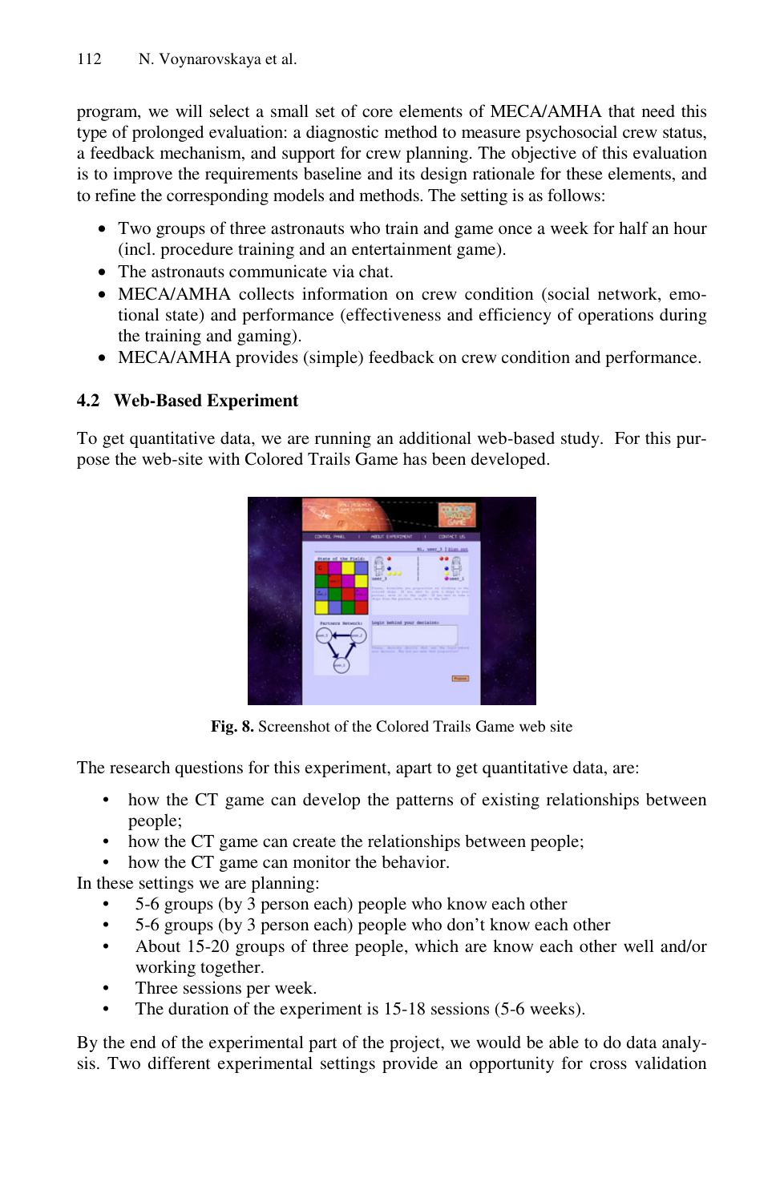program, we will select a small set of core elements of MECA/AMHA that need this type of prolonged evaluation: a diagnostic method to measure psychosocial crew status, a feedback mechanism, and support for crew planning. The objective of this evaluation is to improve the requirements baseline and its design rationale for these elements, and to refine the corresponding models and methods. The setting is as follows:

- Two groups of three astronauts who train and game once a week for half an hour (incl. procedure training and an entertainment game).
- The astronauts communicate via chat.
- MECA/AMHA collects information on crew condition (social network, emotional state) and performance (effectiveness and efficiency of operations during the training and gaming).
- MECA/AMHA provides (simple) feedback on crew condition and performance.

### 4.2 Web-Based Experiment

To get quantitative data, we are running an additional web-based study. For this purpose the web-site with Colored Trails Game has been developed.

**Fig. 8.** Screenshot of the Colored Trails Game web site

The research questions for this experiment, apart to get quantitative data, are:

- how the CT game can develop the patterns of existing relationships between people;
- how the CT game can create the relationships between people;
- how the CT game can monitor the behavior.

In these settings we are planning:

- 5-6 groups (by 3 person each) people who know each other
- 5-6 groups (by 3 person each) people who don't know each other
- About 15-20 groups of three people, which are know each other well and/or working together.
- Three sessions per week.
- The duration of the experiment is 15-18 sessions (5-6 weeks).

By the end of the experimental part of the project, we would be able to do data analysis. Two different experimental settings provide an opportunity for cross validation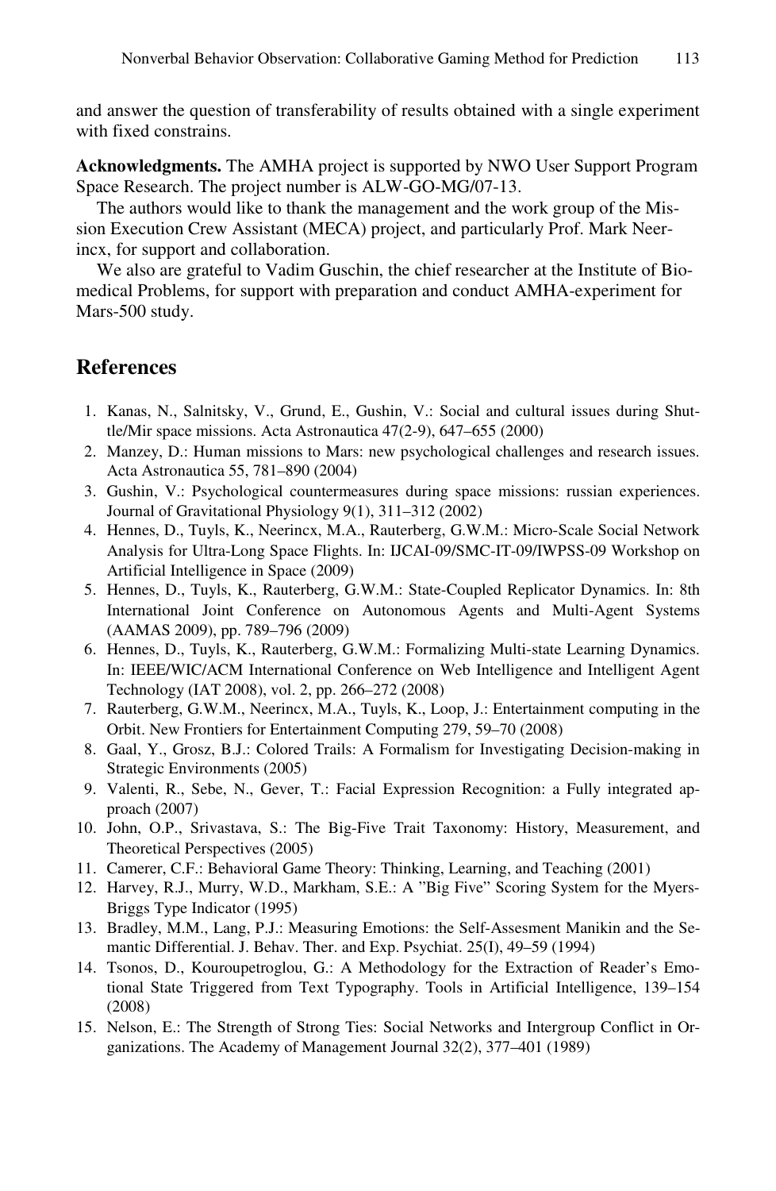and answer the question of transferability of results obtained with a single experiment with fixed constrains.

**Acknowledgments.** The AMHA project is supported by NWO User Support Program Space Research. The project number is ALW-GO-MG/07-13.

The authors would like to thank the management and the work group of the Mission Execution Crew Assistant (MECA) project, and particularly Prof. Mark Neerincx, for support and collaboration.

We also are grateful to Vadim Guschin, the chief researcher at the Institute of Biomedical Problems, for support with preparation and conduct AMHA-experiment for Mars-500 study.

## References

1. Kanas, N., Salnitsky, V., Grund, E., Gushin, V.: Social and cultural issues during Shuttle/Mir space missions. Acta Astronautica 47(2-9), 647–655 (2000)
2. Manzey, D.: Human missions to Mars: new psychological challenges and research issues. Acta Astronautica 55, 781–890 (2004)
3. Gushin, V.: Psychological countermeasures during space missions: russian experiences. Journal of Gravitational Physiology 9(1), 311–312 (2002)
4. Hennes, D., Tuyls, K., Neerincx, M.A., Rauterberg, G.W.M.: Micro-Scale Social Network Analysis for Ultra-Long Space Flights. In: IJCAI-09/SMC-IT-09/IWPSS-09 Workshop on Artificial Intelligence in Space (2009)
5. Hennes, D., Tuyls, K., Rauterberg, G.W.M.: State-Coupled Replicator Dynamics. In: 8th International Joint Conference on Autonomous Agents and Multi-Agent Systems (AAMAS 2009), pp. 789–796 (2009)
6. Hennes, D., Tuyls, K., Rauterberg, G.W.M.: Formalizing Multi-state Learning Dynamics. In: IEEE/WIC/ACM International Conference on Web Intelligence and Intelligent Agent Technology (IAT 2008), vol. 2, pp. 266–272 (2008)
7. Rauterberg, G.W.M., Neerincx, M.A., Tuyls, K., Loop, J.: Entertainment computing in the Orbit. New Frontiers for Entertainment Computing 279, 59–70 (2008)
8. Gaal, Y., Grosz, B.J.: Colored Trails: A Formalism for Investigating Decision-making in Strategic Environments (2005)
9. Valenti, R., Sebe, N., Gever, T.: Facial Expression Recognition: a Fully integrated approach (2007)
10. John, O.P., Srivastava, S.: The Big-Five Trait Taxonomy: History, Measurement, and Theoretical Perspectives (2005)
11. Camerer, C.F.: Behavioral Game Theory: Thinking, Learning, and Teaching (2001)
12. Harvey, R.J., Murry, W.D., Markham, S.E.: A "Big Five" Scoring System for the Myers-Briggs Type Indicator (1995)
13. Bradley, M.M., Lang, P.J.: Measuring Emotions: the Self-Assesment Manikin and the Semantic Differential. J. Behav. Ther. and Exp. Psychiat. 25(I), 49–59 (1994)
14. Tsonos, D., Kouroupetroglou, G.: A Methodology for the Extraction of Reader's Emotional State Triggered from Text Typography. Tools in Artificial Intelligence, 139–154 (2008)
15. Nelson, E.: The Strength of Strong Ties: Social Networks and Intergroup Conflict in Organizations. The Academy of Management Journal 32(2), 377–401 (1989)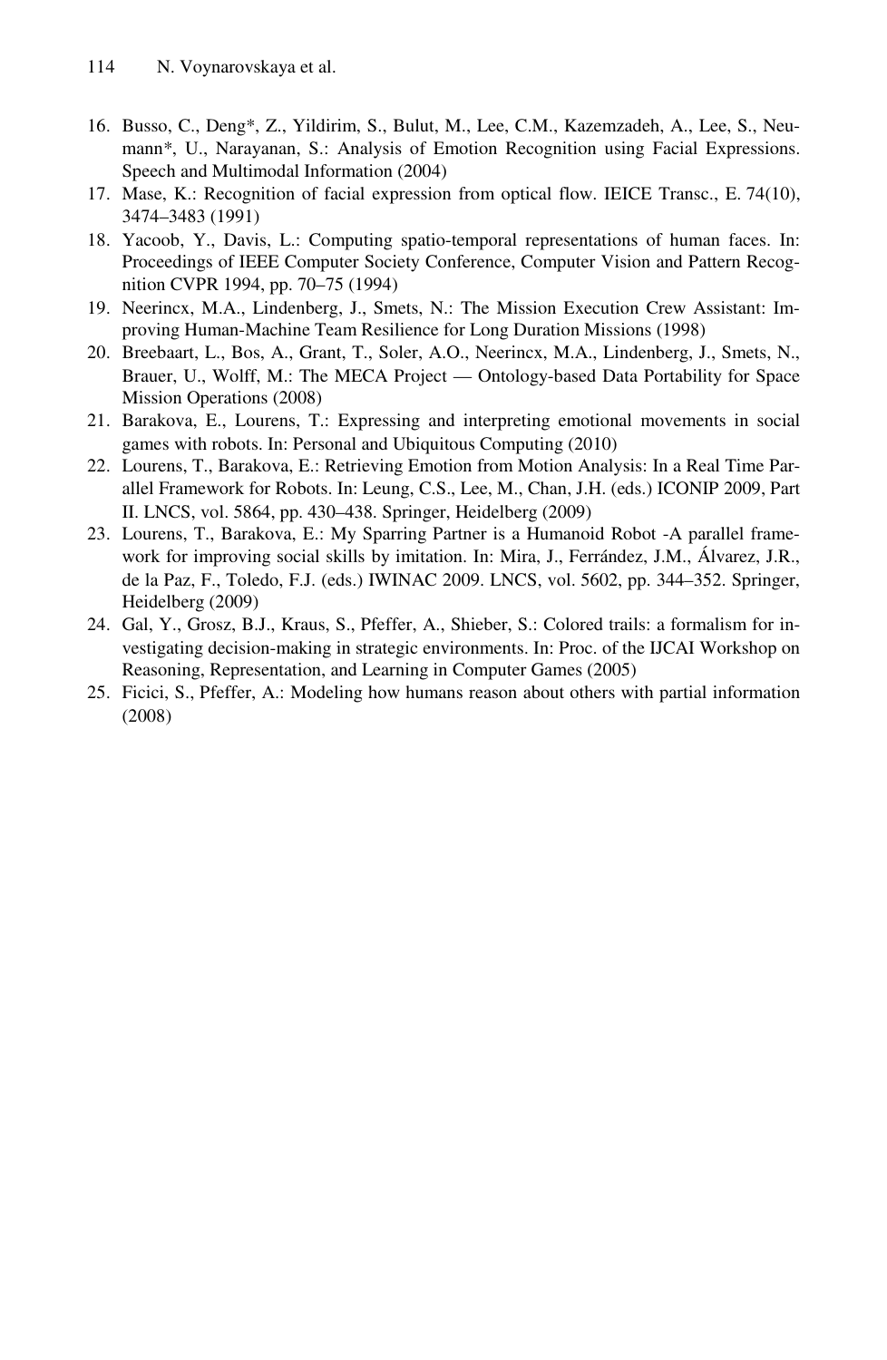16. Busso, C., Deng*, Z., Yildirim, S., Bulut, M., Lee, C.M., Kazemzadeh, A., Lee, S., Neumann*, U., Narayanan, S.: Analysis of Emotion Recognition using Facial Expressions. Speech and Multimodal Information (2004)
17. Mase, K.: Recognition of facial expression from optical flow. IEICE Transc., E. 74(10), 3474–3483 (1991)
18. Yacoob, Y., Davis, L.: Computing spatio-temporal representations of human faces. In: Proceedings of IEEE Computer Society Conference, Computer Vision and Pattern Recognition CVPR 1994, pp. 70–75 (1994)
19. Neerincx, M.A., Lindenberg, J., Smets, N.: The Mission Execution Crew Assistant: Improving Human-Machine Team Resilience for Long Duration Missions (1998)
20. Breebaart, L., Bos, A., Grant, T., Soler, A.O., Neerincx, M.A., Lindenberg, J., Smets, N., Brauer, U., Wolff, M.: The MECA Project — Ontology-based Data Portability for Space Mission Operations (2008)
21. Barakova, E., Lourens, T.: Expressing and interpreting emotional movements in social games with robots. In: Personal and Ubiquitous Computing (2010)
22. Lourens, T., Barakova, E.: Retrieving Emotion from Motion Analysis: In a Real Time Parallel Framework for Robots. In: Leung, C.S., Lee, M., Chan, J.H. (eds.) ICONIP 2009, Part II. LNCS, vol. 5864, pp. 430–438. Springer, Heidelberg (2009)
23. Lourens, T., Barakova, E.: My Sparring Partner is a Humanoid Robot -A parallel framework for improving social skills by imitation. In: Mira, J., Ferrández, J.M., Álvarez, J.R., de la Paz, F., Toledo, F.J. (eds.) IWINAC 2009. LNCS, vol. 5602, pp. 344–352. Springer, Heidelberg (2009)
24. Gal, Y., Grosz, B.J., Kraus, S., Pfeffer, A., Shieber, S.: Colored trails: a formalism for investigating decision-making in strategic environments. In: Proc. of the IJCAI Workshop on Reasoning, Representation, and Learning in Computer Games (2005)
25. Ficici, S., Pfeffer, A.: Modeling how humans reason about others with partial information (2008)